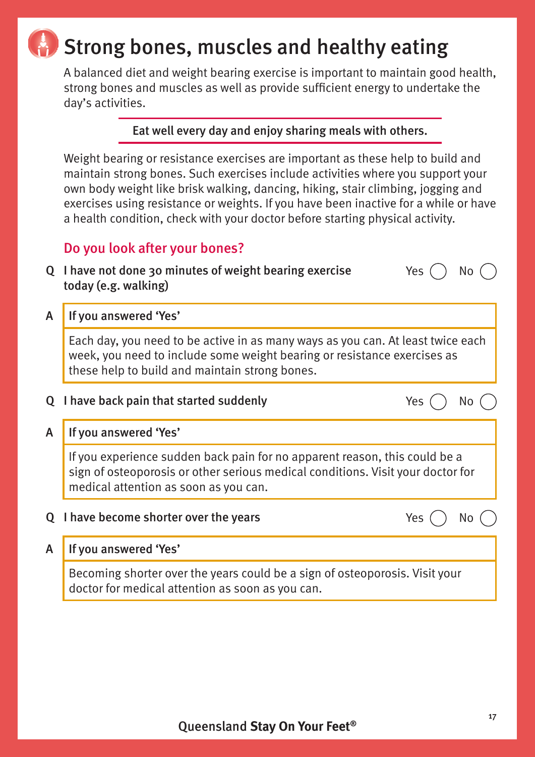# Strong bones, muscles and healthy eating

A balanced diet and weight bearing exercise is important to maintain good health, strong bones and muscles as well as provide sufficient energy to undertake the day's activities.

**Eat well every day and enjoy sharing meals with others.**

Weight bearing or resistance exercises are important as these help to build and maintain strong bones. Such exercises include activities where you support your own body weight like brisk walking, dancing, hiking, stair climbing, jogging and exercises using resistance or weights. If you have been inactive for a while or have a health condition, check with your doctor before starting physical activity.

## Do you look after your bones?

**Q I have not done 30 minutes of weight bearing exercise today (e.g. walking)** Yes ◯ No ◯

**A If you answered 'Yes'**

Each day, you need to be active in as many ways as you can. At least twice each week, you need to include some weight bearing or resistance exercises as these help to build and maintain strong bones.

**Q I have back pain that started suddenly** Yes ◯ No ◯

**A If you answered 'Yes'**

If you experience sudden back pain for no apparent reason, this could be a sign of osteoporosis or other serious medical conditions. Visit your doctor for medical attention as soon as you can.

**Q I have become shorter over the years** Yes ◯ No ◯

**A If you answered 'Yes'**

Becoming shorter over the years could be a sign of osteoporosis. Visit your doctor for medical attention as soon as you can.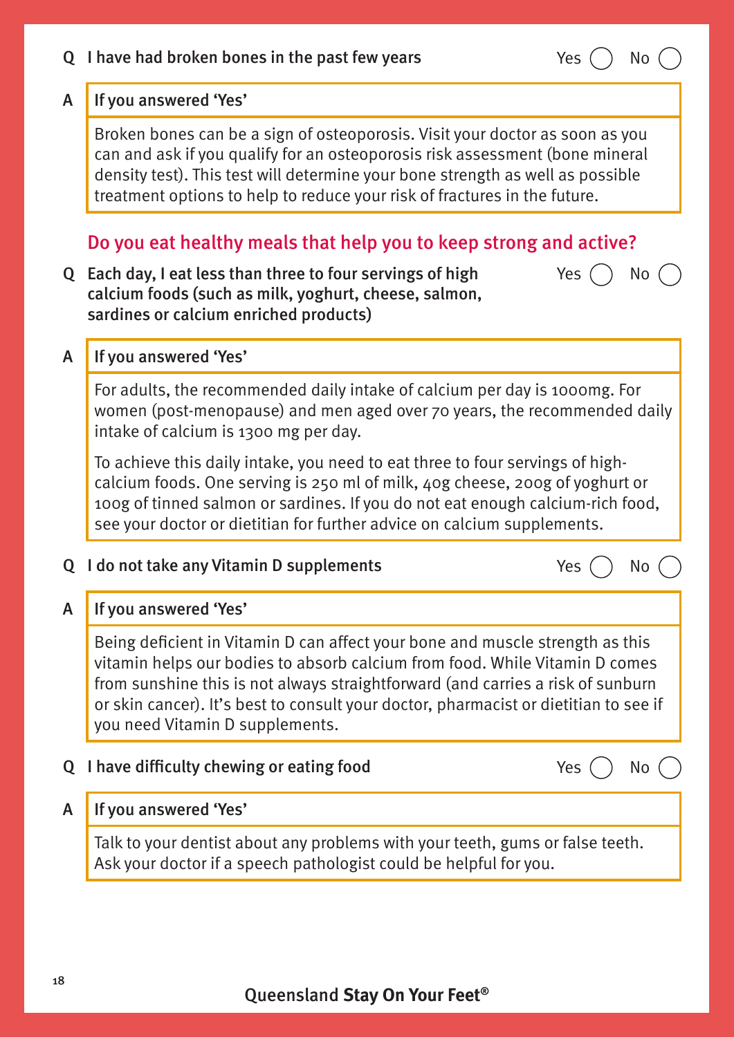**Q** I have had broken bones in the past few years Yes ( ) No ( )

**A** **If you answered 'Yes'**

Broken bones can be a sign of osteoporosis. Visit your doctor as soon as you can and ask if you qualify for an osteoporosis risk assessment (bone mineral density test). This test will determine your bone strength as well as possible treatment options to help to reduce your risk of fractures in the future.

## Do you eat healthy meals that help you to keep strong and active?

**Q** Each day, I eat less than three to four servings of high calcium foods (such as milk, yoghurt, cheese, salmon, sardines or calcium enriched products) Yes ( ) No ( )

**A** **If you answered 'Yes'**

For adults, the recommended daily intake of calcium per day is 1000mg. For women (post-menopause) and men aged over 70 years, the recommended daily intake of calcium is 1300 mg per day.

To achieve this daily intake, you need to eat three to four servings of high-calcium foods. One serving is 250 ml of milk, 40g cheese, 200g of yoghurt or 100g of tinned salmon or sardines. If you do not eat enough calcium-rich food, see your doctor or dietitian for further advice on calcium supplements.

**Q** I do not take any Vitamin D supplements Yes ( ) No ( )

**A** **If you answered 'Yes'**

Being deficient in Vitamin D can affect your bone and muscle strength as this vitamin helps our bodies to absorb calcium from food. While Vitamin D comes from sunshine this is not always straightforward (and carries a risk of sunburn or skin cancer). It's best to consult your doctor, pharmacist or dietitian to see if you need Vitamin D supplements.

**Q** I have difficulty chewing or eating food Yes ( ) No ( )

**A** **If you answered 'Yes'**

Talk to your dentist about any problems with your teeth, gums or false teeth. Ask your doctor if a speech pathologist could be helpful for you.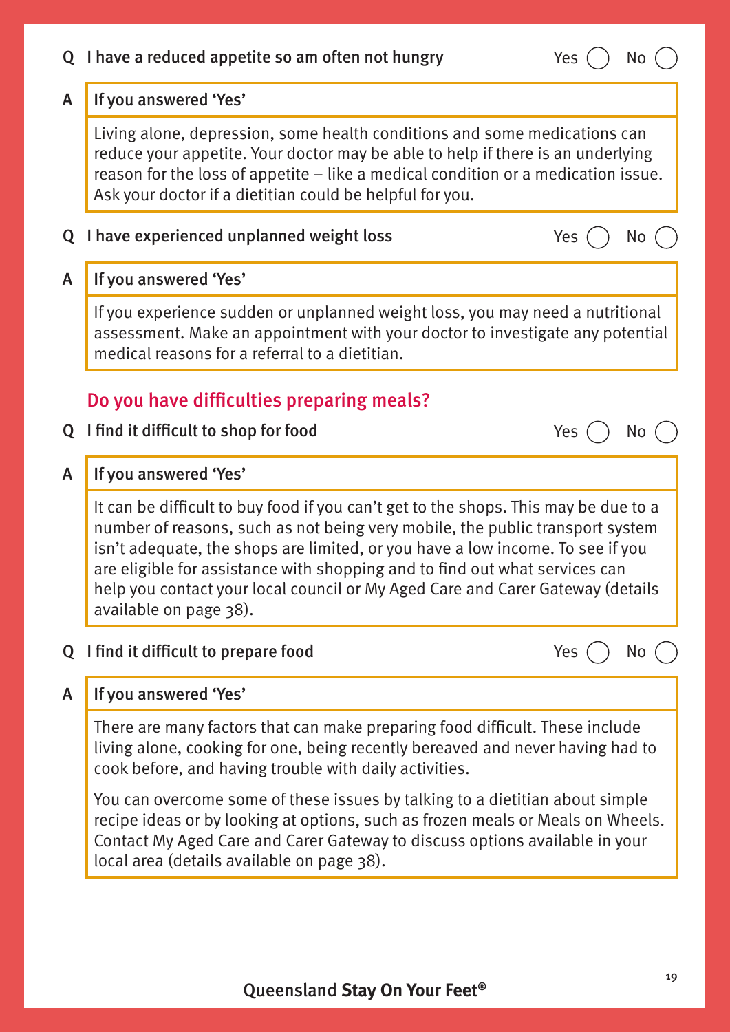**Q I have a reduced appetite so am often not hungry** Yes ◯ No ◯

**A If you answered 'Yes'**

Living alone, depression, some health conditions and some medications can reduce your appetite. Your doctor may be able to help if there is an underlying reason for the loss of appetite – like a medical condition or a medication issue. Ask your doctor if a dietitian could be helpful for you.

**Q I have experienced unplanned weight loss** Yes ◯ No ◯

**A If you answered 'Yes'**

If you experience sudden or unplanned weight loss, you may need a nutritional assessment. Make an appointment with your doctor to investigate any potential medical reasons for a referral to a dietitian.

## Do you have difficulties preparing meals?

**Q I find it difficult to shop for food** Yes ◯ No ◯

**A If you answered 'Yes'**

It can be difficult to buy food if you can't get to the shops. This may be due to a number of reasons, such as not being very mobile, the public transport system isn't adequate, the shops are limited, or you have a low income. To see if you are eligible for assistance with shopping and to find out what services can help you contact your local council or My Aged Care and Carer Gateway (details available on page 38).

**Q I find it difficult to prepare food** Yes ◯ No ◯

**A If you answered 'Yes'**

There are many factors that can make preparing food difficult. These include living alone, cooking for one, being recently bereaved and never having had to cook before, and having trouble with daily activities.

You can overcome some of these issues by talking to a dietitian about simple recipe ideas or by looking at options, such as frozen meals or Meals on Wheels. Contact My Aged Care and Carer Gateway to discuss options available in your local area (details available on page 38).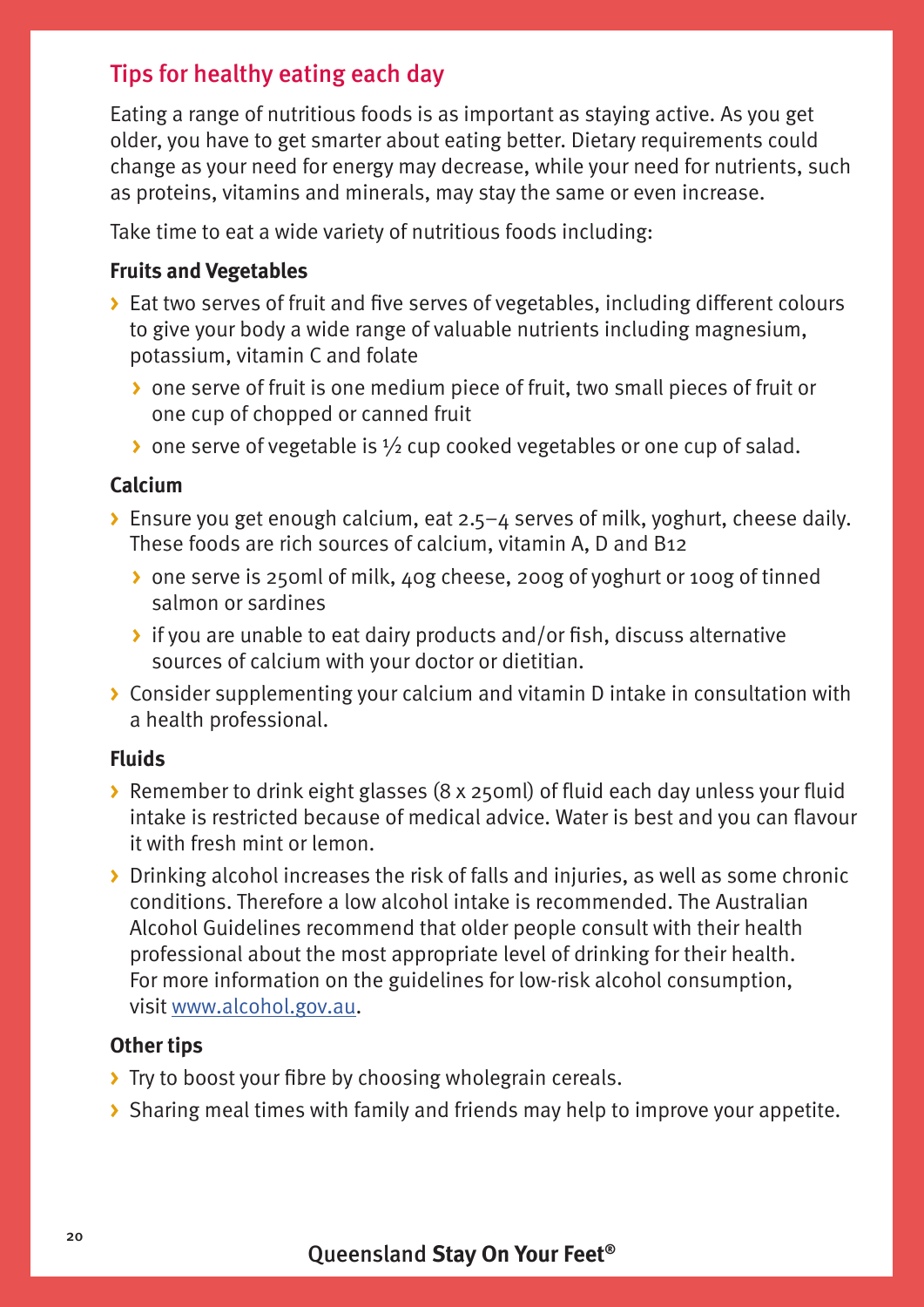## Tips for healthy eating each day

Eating a range of nutritious foods is as important as staying active. As you get older, you have to get smarter about eating better. Dietary requirements could change as your need for energy may decrease, while your need for nutrients, such as proteins, vitamins and minerals, may stay the same or even increase.

Take time to eat a wide variety of nutritious foods including:

**Fruits and Vegetables**

- Eat two serves of fruit and five serves of vegetables, including different colours to give your body a wide range of valuable nutrients including magnesium, potassium, vitamin C and folate
  - one serve of fruit is one medium piece of fruit, two small pieces of fruit or one cup of chopped or canned fruit
  - one serve of vegetable is ½ cup cooked vegetables or one cup of salad.

**Calcium**

- Ensure you get enough calcium, eat 2.5–4 serves of milk, yoghurt, cheese daily. These foods are rich sources of calcium, vitamin A, D and B12
  - one serve is 250ml of milk, 40g cheese, 200g of yoghurt or 100g of tinned salmon or sardines
  - if you are unable to eat dairy products and/or fish, discuss alternative sources of calcium with your doctor or dietitian.
- Consider supplementing your calcium and vitamin D intake in consultation with a health professional.

**Fluids**

- Remember to drink eight glasses (8 x 250ml) of fluid each day unless your fluid intake is restricted because of medical advice. Water is best and you can flavour it with fresh mint or lemon.
- Drinking alcohol increases the risk of falls and injuries, as well as some chronic conditions. Therefore a low alcohol intake is recommended. The Australian Alcohol Guidelines recommend that older people consult with their health professional about the most appropriate level of drinking for their health. For more information on the guidelines for low-risk alcohol consumption, visit www.alcohol.gov.au.

**Other tips**

- Try to boost your fibre by choosing wholegrain cereals.
- Sharing meal times with family and friends may help to improve your appetite.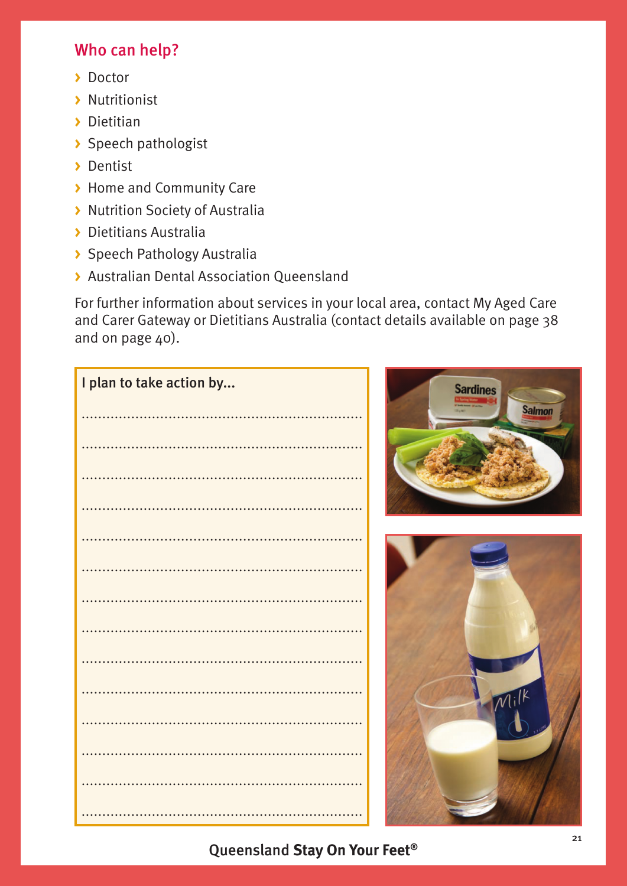## Who can help?

- Doctor
- Nutritionist
- Dietitian
- Speech pathologist
- Dentist
- Home and Community Care
- Nutrition Society of Australia
- Dietitians Australia
- Speech Pathology Australia
- Australian Dental Association Queensland

For further information about services in your local area, contact My Aged Care and Carer Gateway or Dietitians Australia (contact details available on page 38 and on page 40).

**I plan to take action by...**

......................................................................

......................................................................

......................................................................

......................................................................

......................................................................

......................................................................

......................................................................

......................................................................

......................................................................

......................................................................

......................................................................

......................................................................

......................................................................

......................................................................